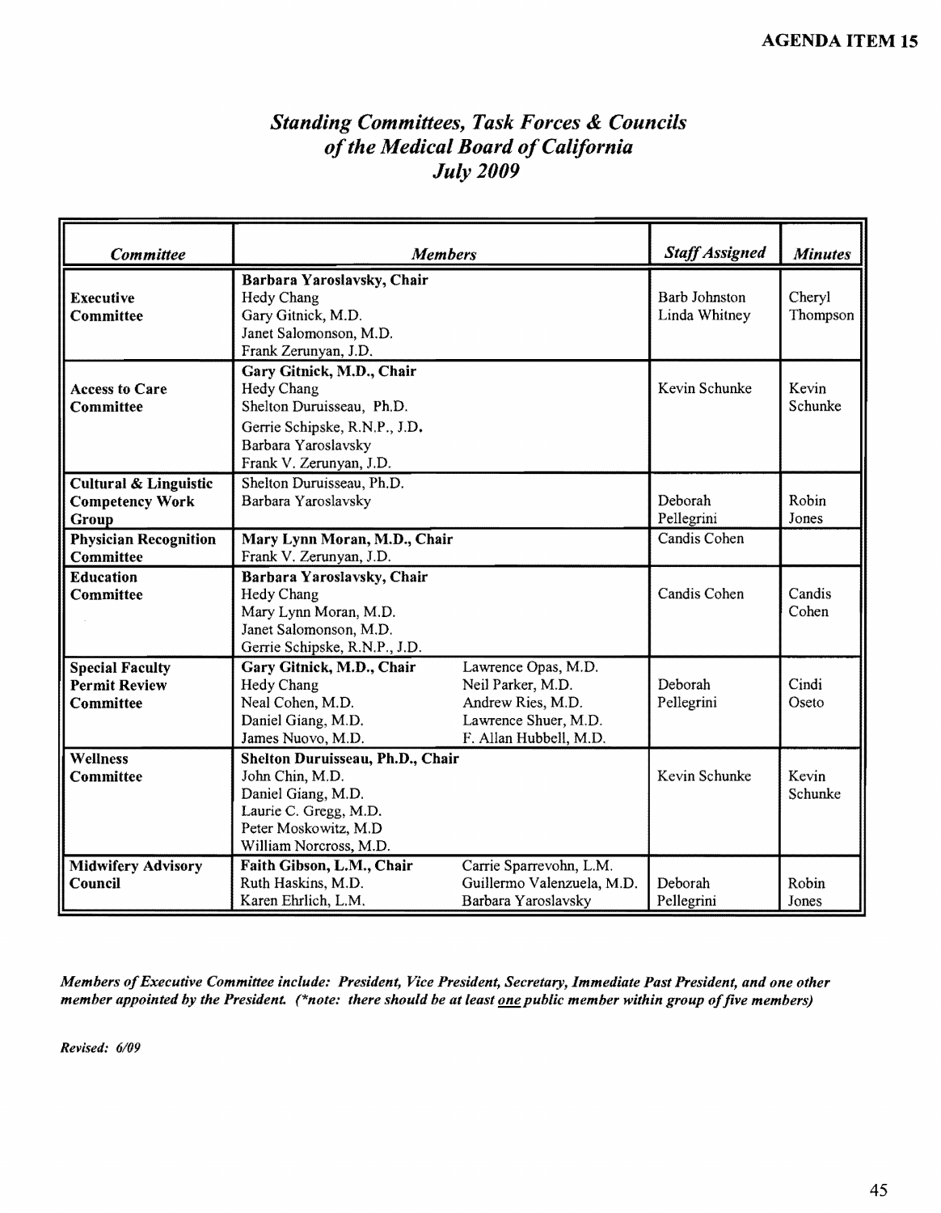AGENDA ITEM 15

## *Standing Committees, Task Forces & Councils of the Medical Board of California July 2009*

| *Committee* | *Members* | *Staff Assigned* | *Minutes* |
|---|---|---|---|
| **Executive Committee** | **Barbara Yaroslavsky, Chair**<br>Hedy Chang<br>Gary Gitnick, M.D.<br>Janet Salomonson, M.D.<br>Frank Zerunyan, J.D. | Barb Johnston<br>Linda Whitney | Cheryl Thompson |
| **Access to Care Committee** | **Gary Gitnick, M.D., Chair**<br>Hedy Chang<br>Shelton Duruisseau, Ph.D.<br>Gerrie Schipske, R.N.P., J.D.<br>Barbara Yaroslavsky<br>Frank V. Zerunyan, J.D. | Kevin Schunke | Kevin Schunke |
| **Cultural & Linguistic Competency Work Group** | Shelton Duruisseau, Ph.D.<br>Barbara Yaroslavsky | Deborah Pellegrini | Robin Jones |
| **Physician Recognition Committee** | **Mary Lynn Moran, M.D., Chair**<br>Frank V. Zerunyan, J.D. | Candis Cohen | |
| **Education Committee** | **Barbara Yaroslavsky, Chair**<br>Hedy Chang<br>Mary Lynn Moran, M.D.<br>Janet Salomonson, M.D.<br>Gerrie Schipske, R.N.P., J.D. | Candis Cohen | Candis Cohen |
| **Special Faculty Permit Review Committee** | **Gary Gitnick, M.D., Chair**<br>Hedy Chang<br>Neal Cohen, M.D.<br>Daniel Giang, M.D.<br>James Nuovo, M.D.<br>Lawrence Opas, M.D.<br>Neil Parker, M.D.<br>Andrew Ries, M.D.<br>Lawrence Shuer, M.D.<br>F. Allan Hubbell, M.D. | Deborah Pellegrini | Cindi Oseto |
| **Wellness Committee** | **Shelton Duruisseau, Ph.D., Chair**<br>John Chin, M.D.<br>Daniel Giang, M.D.<br>Laurie C. Gregg, M.D.<br>Peter Moskowitz, M.D<br>William Norcross, M.D. | Kevin Schunke | Kevin Schunke |
| **Midwifery Advisory Council** | **Faith Gibson, L.M., Chair**<br>Ruth Haskins, M.D.<br>Karen Ehrlich, L.M.<br>Carrie Sparrevohn, L.M.<br>Guillermo Valenzuela, M.D.<br>Barbara Yaroslavsky | Deborah Pellegrini | Robin Jones |

***Members of Executive Committee include: President, Vice President, Secretary, Immediate Past President, and one other member appointed by the President. (\*note: there should be at least one public member within group of five members)***

***Revised: 6/09***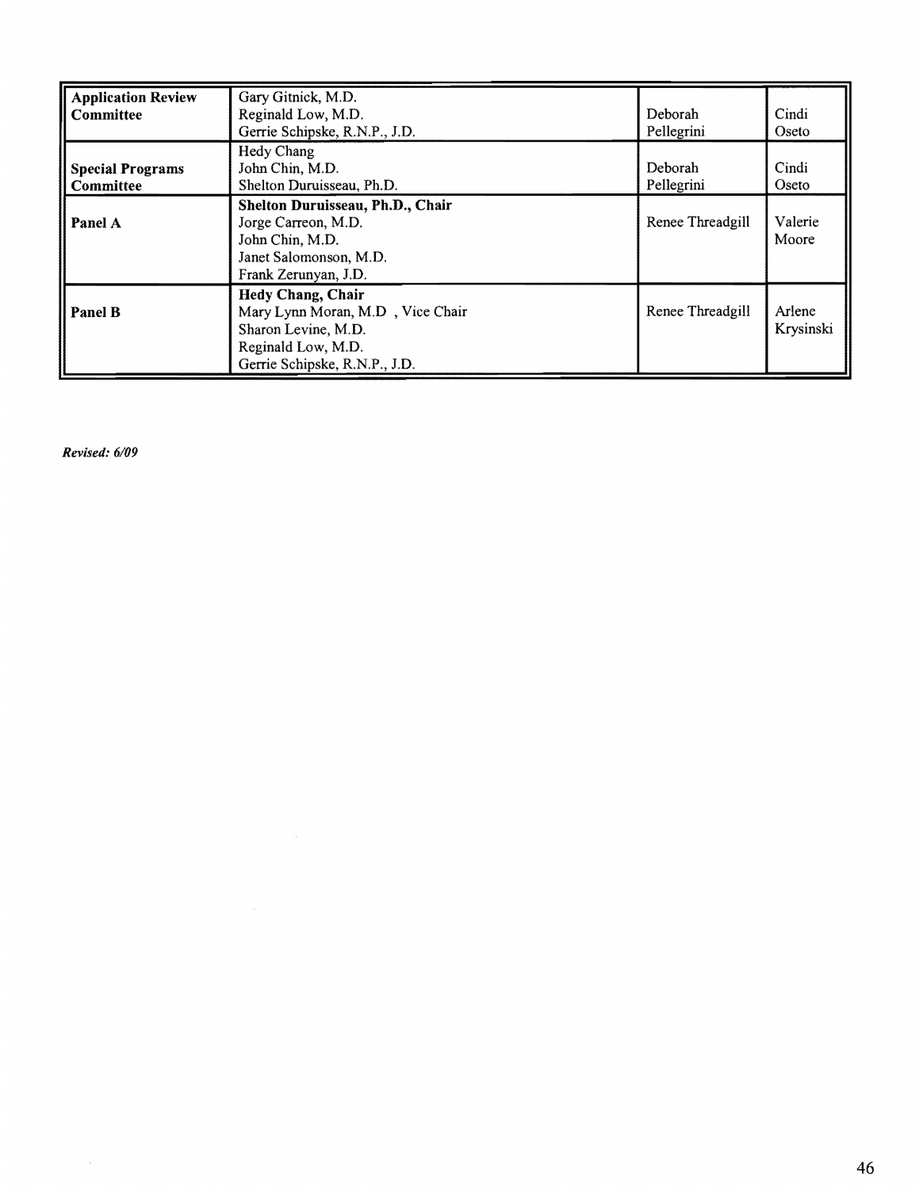| | | | |
|---|---|---|---|
| **Application Review Committee** | Gary Gitnick, M.D.<br>Reginald Low, M.D.<br>Gerrie Schipske, R.N.P., J.D. | Deborah Pellegrini | Cindi Oseto |
| **Special Programs Committee** | Hedy Chang<br>John Chin, M.D.<br>Shelton Duruisseau, Ph.D. | Deborah Pellegrini | Cindi Oseto |
| **Panel A** | **Shelton Duruisseau, Ph.D., Chair**<br>Jorge Carreon, M.D.<br>John Chin, M.D.<br>Janet Salomonson, M.D.<br>Frank Zerunyan, J.D. | Renee Threadgill | Valerie Moore |
| **Panel B** | **Hedy Chang, Chair**<br>Mary Lynn Moran, M.D , Vice Chair<br>Sharon Levine, M.D.<br>Reginald Low, M.D.<br>Gerrie Schipske, R.N.P., J.D. | Renee Threadgill | Arlene Krysinski |

***Revised: 6/09***